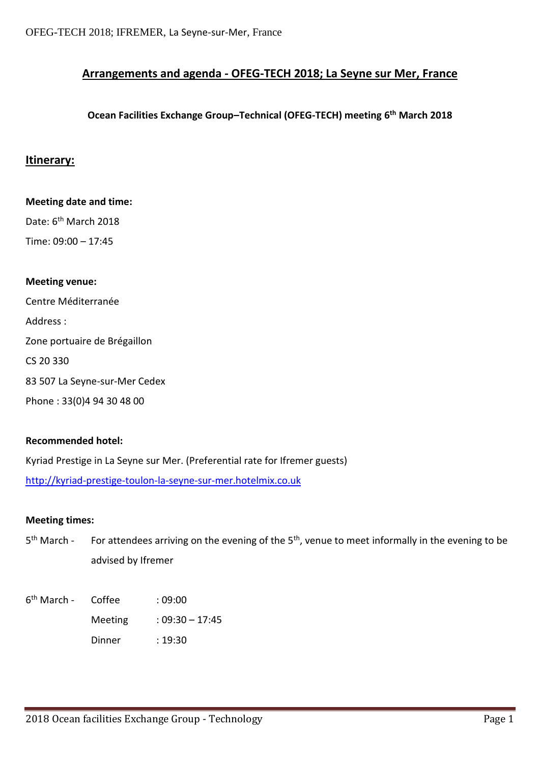# Arrangements and agenda - OFEG-TECH 2018; La Seyne sur Mer, France

**Ocean Facilities Exchange Group–Technical (OFEG-TECH) meeting 6th March 2018**

## Itinerary:

**Meeting date and time:**

Date: 6th March 2018

Time: 09:00 – 17:45

**Meeting venue:**

Centre Méditerranée

Address :

Zone portuaire de Brégaillon

CS 20 330

83 507 La Seyne-sur-Mer Cedex

Phone : 33(0)4 94 30 48 00

**Recommended hotel:**

Kyriad Prestige in La Seyne sur Mer. (Preferential rate for Ifremer guests)

http://kyriad-prestige-toulon-la-seyne-sur-mer.hotelmix.co.uk

**Meeting times:**

5th March - For attendees arriving on the evening of the 5th, venue to meet informally in the evening to be advised by Ifremer

| | | |
|---|---|---|
| 6th March - | Coffee | : 09:00 |
| | Meeting | : 09:30 – 17:45 |
| | Dinner | : 19:30 |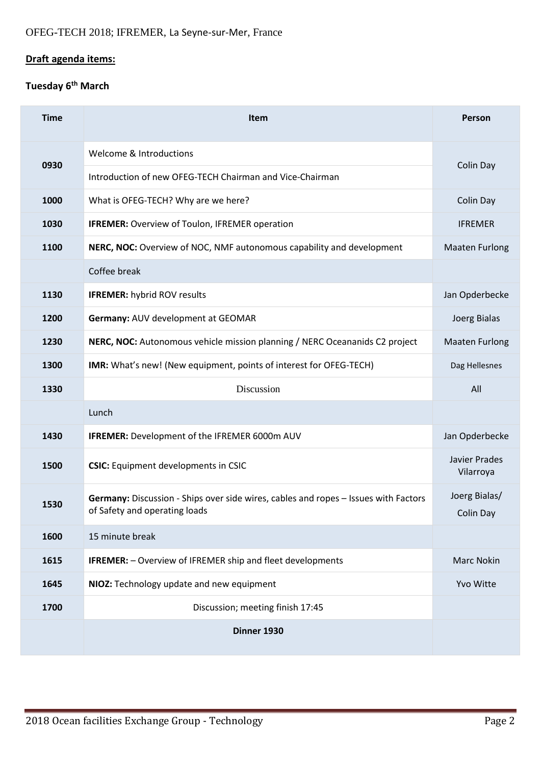OFEG-TECH 2018; IFREMER, La Seyne-sur-Mer, France

**Draft agenda items:**

**Tuesday 6th March**

| Time | Item | Person |
|---|---|---|
| **0930** | Welcome & Introductions | Colin Day |
| | Introduction of new OFEG-TECH Chairman and Vice-Chairman | |
| **1000** | What is OFEG-TECH? Why are we here? | Colin Day |
| **1030** | **IFREMER:** Overview of Toulon, IFREMER operation | IFREMER |
| **1100** | **NERC, NOC:** Overview of NOC, NMF autonomous capability and development | Maaten Furlong |
| | Coffee break | |
| **1130** | **IFREMER:** hybrid ROV results | Jan Opderbecke |
| **1200** | **Germany:** AUV development at GEOMAR | Joerg Bialas |
| **1230** | **NERC, NOC:** Autonomous vehicle mission planning / NERC Oceananids C2 project | Maaten Furlong |
| **1300** | **IMR:** What's new! (New equipment, points of interest for OFEG-TECH) | Dag Hellesnes |
| **1330** | Discussion | All |
| | Lunch | |
| **1430** | **IFREMER:** Development of the IFREMER 6000m AUV | Jan Opderbecke |
| **1500** | **CSIC:** Equipment developments in CSIC | Javier Prades Vilarroya |
| **1530** | **Germany:** Discussion - Ships over side wires, cables and ropes – Issues with Factors of Safety and operating loads | Joerg Bialas/ Colin Day |
| **1600** | 15 minute break | |
| **1615** | **IFREMER:** – Overview of IFREMER ship and fleet developments | Marc Nokin |
| **1645** | **NIOZ:** Technology update and new equipment | Yvo Witte |
| **1700** | Discussion; meeting finish 17:45 | |
| | **Dinner 1930** | |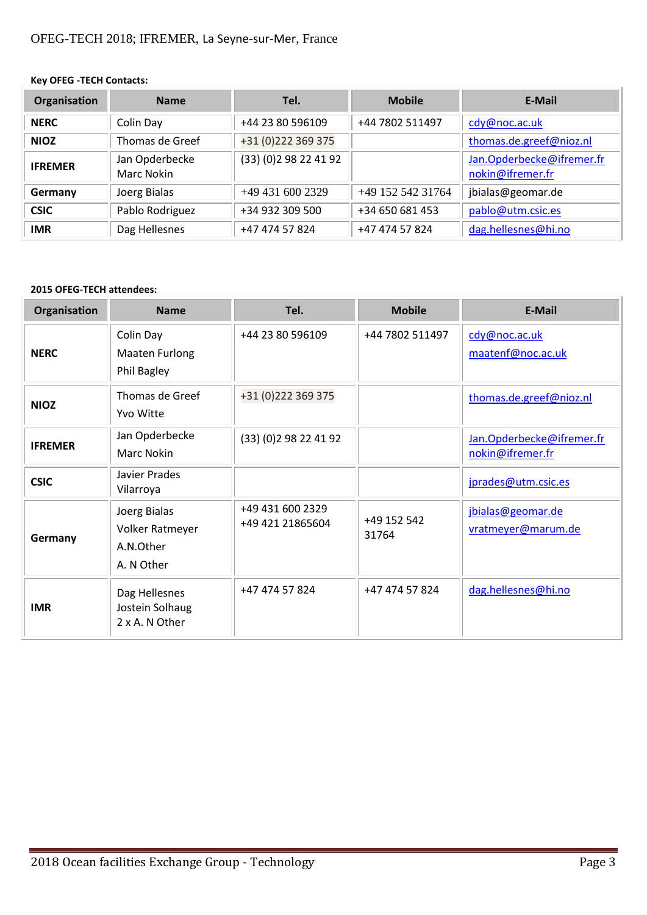**Key OFEG -TECH Contacts:**

| Organisation | Name | Tel. | Mobile | E-Mail |
|---|---|---|---|---|
| **NERC** | Colin Day | +44 23 80 596109 | +44 7802 511497 | cdy@noc.ac.uk |
| **NIOZ** | Thomas de Greef | +31 (0)222 369 375 | | thomas.de.greef@nioz.nl |
| **IFREMER** | Jan Opderbecke<br>Marc Nokin | (33) (0)2 98 22 41 92 | | Jan.Opderbecke@ifremer.fr<br>nokin@ifremer.fr |
| **Germany** | Joerg Bialas | +49 431 600 2329 | +49 152 542 31764 | jbialas@geomar.de |
| **CSIC** | Pablo Rodriguez | +34 932 309 500 | +34 650 681 453 | pablo@utm.csic.es |
| **IMR** | Dag Hellesnes | +47 474 57 824 | +47 474 57 824 | dag.hellesnes@hi.no |

**2015 OFEG-TECH attendees:**

| Organisation | Name | Tel. | Mobile | E-Mail |
|---|---|---|---|---|
| **NERC** | Colin Day<br>Maaten Furlong<br>Phil Bagley | +44 23 80 596109 | +44 7802 511497 | cdy@noc.ac.uk<br>maatenf@noc.ac.uk |
| **NIOZ** | Thomas de Greef<br>Yvo Witte | +31 (0)222 369 375 | | thomas.de.greef@nioz.nl |
| **IFREMER** | Jan Opderbecke<br>Marc Nokin | (33) (0)2 98 22 41 92 | | Jan.Opderbecke@ifremer.fr<br>nokin@ifremer.fr |
| **CSIC** | Javier Prades Vilarroya | | | jprades@utm.csic.es |
| **Germany** | Joerg Bialas<br>Volker Ratmeyer<br>A.N.Other<br>A. N Other | +49 431 600 2329<br>+49 421 21865604 | +49 152 542 31764 | jbialas@geomar.de<br>vratmeyer@marum.de |
| **IMR** | Dag Hellesnes<br>Jostein Solhaug<br>2 x A. N Other | +47 474 57 824 | +47 474 57 824 | dag.hellesnes@hi.no |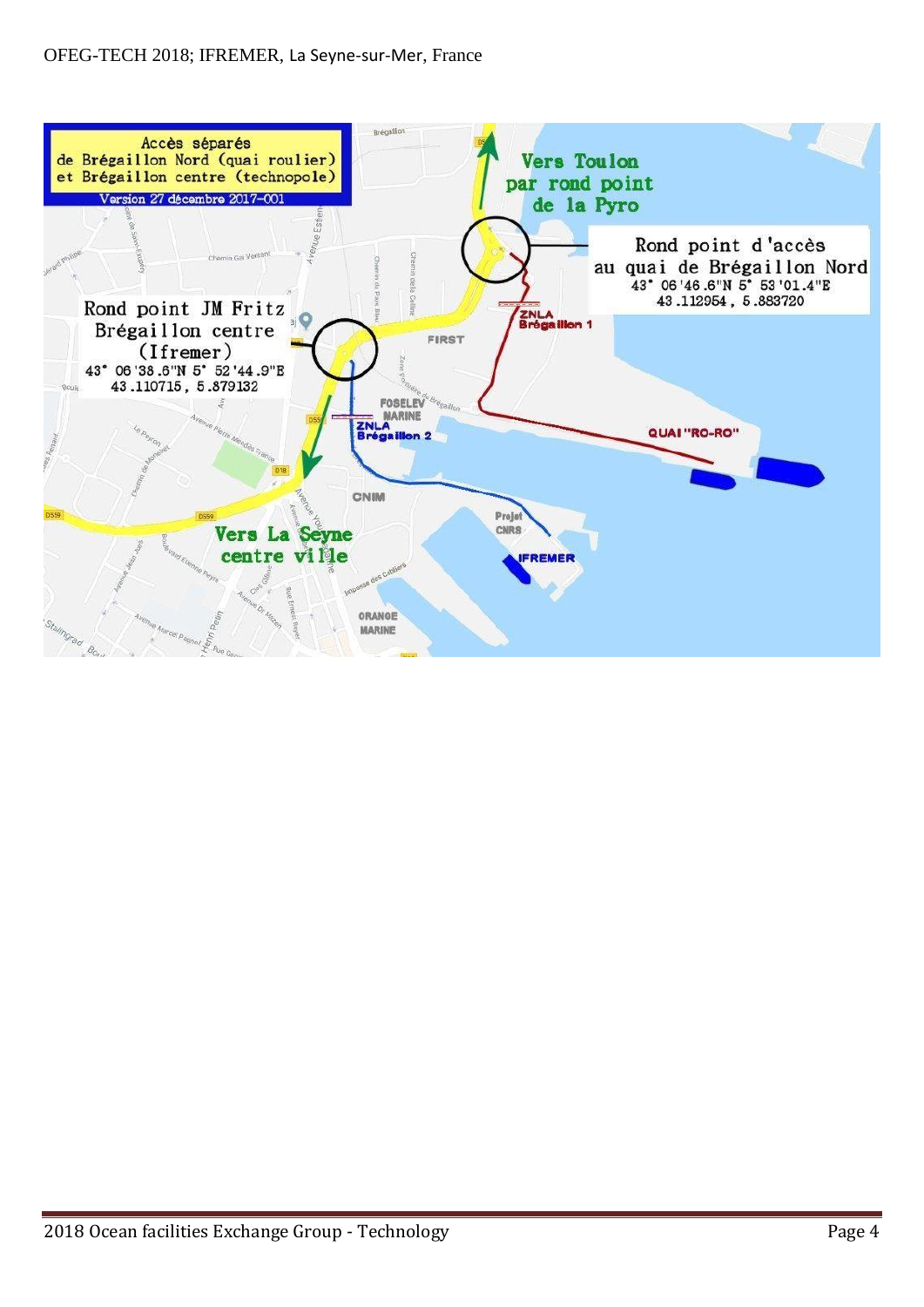Accès séparés
de Brégaillon Nord (quai roulier)
et Brégaillon centre (technopole)

Version 27 décembre 2017-001

Vers Toulon
par rond point
de la Pyro

Rond point d'accès
au quai de Brégaillon Nord
43° 06'46.6"N 5° 53'01.4"E
43.112954, 5.883720

Rond point JM Fritz
Brégaillon centre
(Ifremer)
43° 06'38.6"N 5° 52'44.9"E
43.110715, 5.879132

ZNLA
Brégaillon 1

FIRST

FOSELEV
MARINE

ZNLA
Brégaillon 2

QUAI "RO-RO"

CNIM

Projet
CNRS

IFREMER

Vers La Seyne
centre ville

ORANGE
MARINE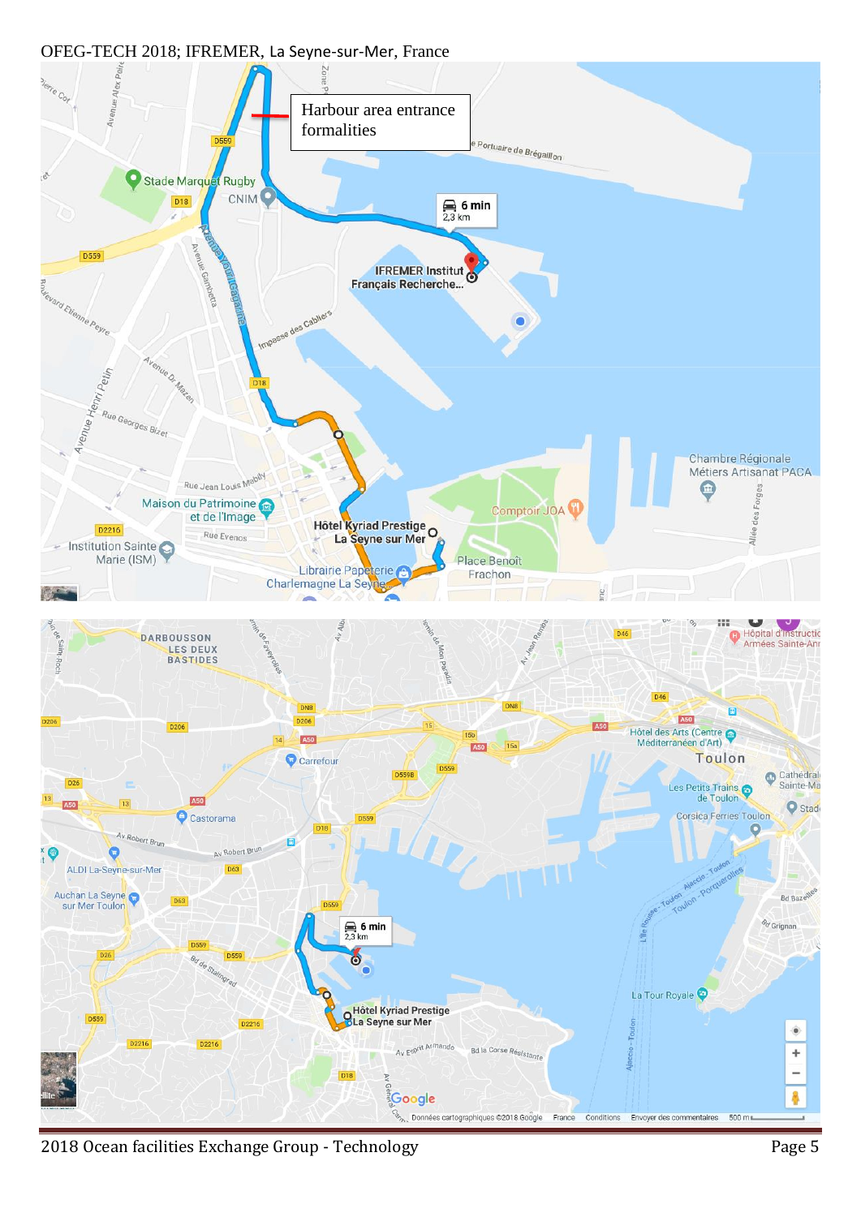Harbour area entrance formalities

Stade Marquet Rugby

CNIM

6 min
2,3 km

IFREMER Institut Français Recherche...

Hôtel Kyriad Prestige La Seyne sur Mer

Maison du Patrimoine et de l'Image

Institution Sainte Marie (ISM)

Librairie Papeterie Charlemagne La Seyne

Comptoir JOA

Place Benoît Frachon

Chambre Régionale Métiers Artisanat PACA

DARBOUSSON LES DEUX BASTIDES

Carrefour

Castorama

ALDI La-Seyne-sur-Mer

Auchan La Seyne sur Mer Toulon

6 min
2,3 km

Hôtel Kyriad Prestige La Seyne sur Mer

Hôtel des Arts (Centre Méditerranéen d'Art)

Toulon

Les Petits Trains de Toulon

Corsica Ferries Toulon

La Tour Royale

Hôpital d'Instruction des Armées Sainte-Anne

Google

Données cartographiques ©2018 Google France Conditions Envoyer des commentaires 500 m